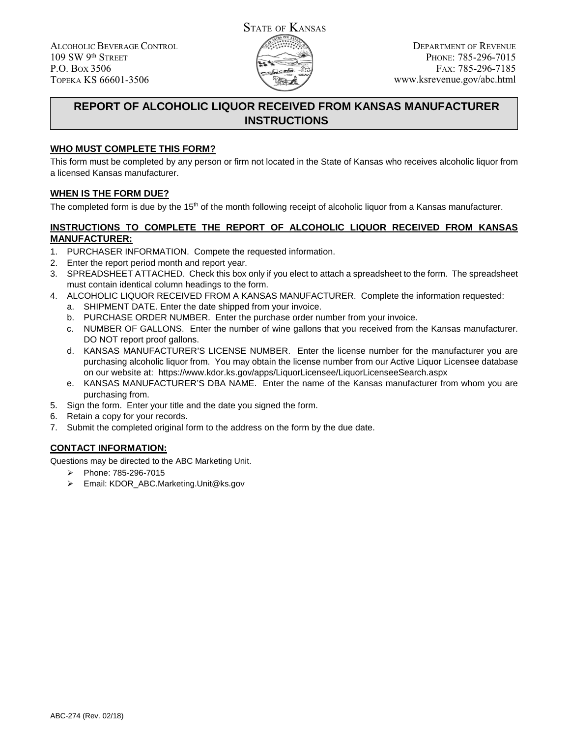State of Kansas

Alcoholic Beverage Control
109 SW 9th Street
P.O. Box 3506
Topeka KS 66601-3506

Department of Revenue
Phone: 785-296-7015
Fax: 785-296-7185
www.ksrevenue.gov/abc.html

# REPORT OF ALCOHOLIC LIQUOR RECEIVED FROM KANSAS MANUFACTURER INSTRUCTIONS

## WHO MUST COMPLETE THIS FORM?

This form must be completed by any person or firm not located in the State of Kansas who receives alcoholic liquor from a licensed Kansas manufacturer.

## WHEN IS THE FORM DUE?

The completed form is due by the 15th of the month following receipt of alcoholic liquor from a Kansas manufacturer.

## INSTRUCTIONS TO COMPLETE THE REPORT OF ALCOHOLIC LIQUOR RECEIVED FROM KANSAS MANUFACTURER:

1. PURCHASER INFORMATION. Compete the requested information.
2. Enter the report period month and report year.
3. SPREADSHEET ATTACHED. Check this box only if you elect to attach a spreadsheet to the form. The spreadsheet must contain identical column headings to the form.
4. ALCOHOLIC LIQUOR RECEIVED FROM A KANSAS MANUFACTURER. Complete the information requested:
   a. SHIPMENT DATE. Enter the date shipped from your invoice.
   b. PURCHASE ORDER NUMBER. Enter the purchase order number from your invoice.
   c. NUMBER OF GALLONS. Enter the number of wine gallons that you received from the Kansas manufacturer. DO NOT report proof gallons.
   d. KANSAS MANUFACTURER'S LICENSE NUMBER. Enter the license number for the manufacturer you are purchasing alcoholic liquor from. You may obtain the license number from our Active Liquor Licensee database on our website at: https://www.kdor.ks.gov/apps/LiquorLicensee/LiquorLicenseeSearch.aspx
   e. KANSAS MANUFACTURER'S DBA NAME. Enter the name of the Kansas manufacturer from whom you are purchasing from.
5. Sign the form. Enter your title and the date you signed the form.
6. Retain a copy for your records.
7. Submit the completed original form to the address on the form by the due date.

## CONTACT INFORMATION:

Questions may be directed to the ABC Marketing Unit.

- Phone: 785-296-7015
- Email: KDOR_ABC.Marketing.Unit@ks.gov

ABC-274 (Rev. 02/18)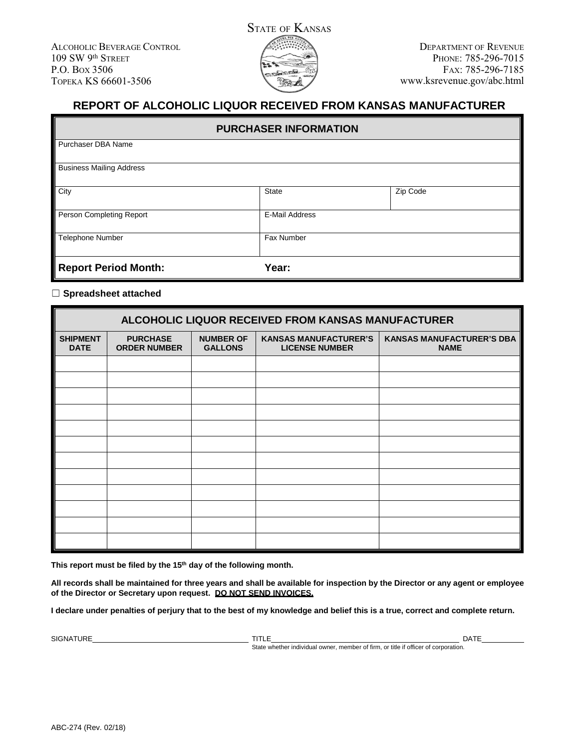State of Kansas

Alcoholic Beverage Control
109 SW 9th Street
P.O. Box 3506
Topeka KS 66601-3506

Department of Revenue
Phone: 785-296-7015
Fax: 785-296-7185
www.ksrevenue.gov/abc.html

## REPORT OF ALCOHOLIC LIQUOR RECEIVED FROM KANSAS MANUFACTURER

| PURCHASER INFORMATION | | |
|---|---|---|
| Purchaser DBA Name | | |
| Business Mailing Address | | |
| City | State | Zip Code |
| Person Completing Report | E-Mail Address | |
| Telephone Number | Fax Number | |
| **Report Period Month:** | **Year:** | |

☐ **Spreadsheet attached**

| ALCOHOLIC LIQUOR RECEIVED FROM KANSAS MANUFACTURER | | | | |
|---|---|---|---|---|
| **SHIPMENT DATE** | **PURCHASE ORDER NUMBER** | **NUMBER OF GALLONS** | **KANSAS MANUFACTURER'S LICENSE NUMBER** | **KANSAS MANUFACTURER'S DBA NAME** |
| | | | | |
| | | | | |
| | | | | |
| | | | | |
| | | | | |
| | | | | |
| | | | | |
| | | | | |
| | | | | |
| | | | | |
| | | | | |
| | | | | |

**This report must be filed by the 15th day of the following month.**

**All records shall be maintained for three years and shall be available for inspection by the Director or any agent or employee of the Director or Secretary upon request. DO NOT SEND INVOICES.**

**I declare under penalties of perjury that to the best of my knowledge and belief this is a true, correct and complete return.**

SIGNATURE______________________ TITLE______________________ DATE__________

State whether individual owner, member of firm, or title if officer of corporation.

ABC-274 (Rev. 02/18)